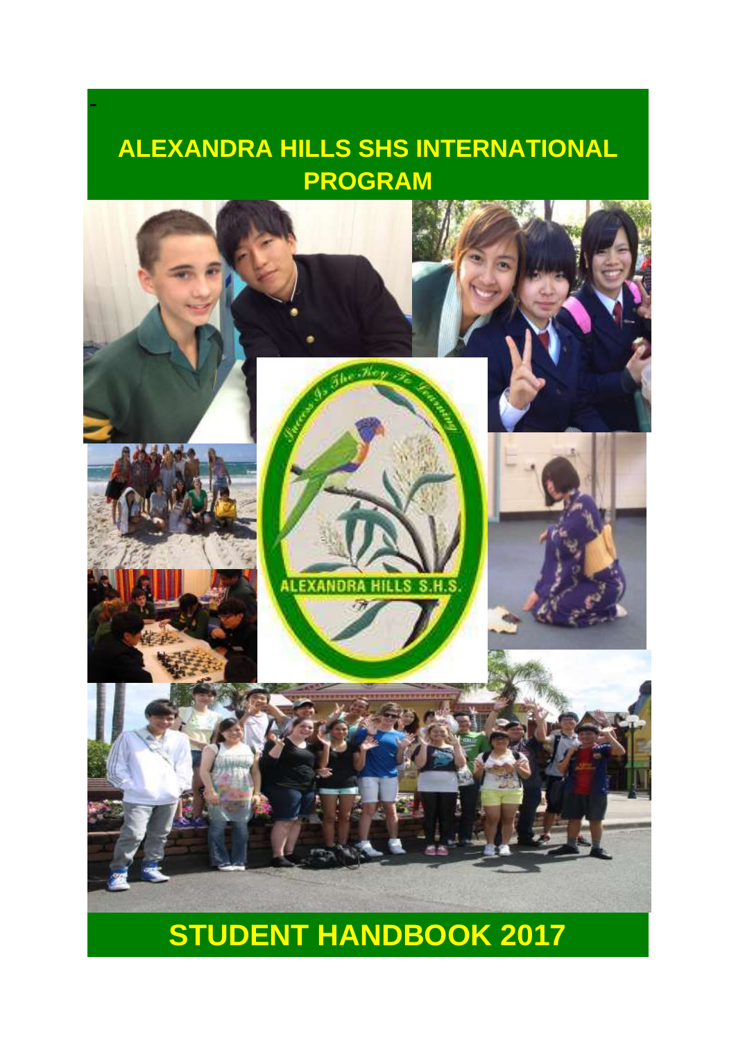-

# ALEXANDRA HILLS SHS INTERNATIONAL PROGRAM

# STUDENT HANDBOOK 2017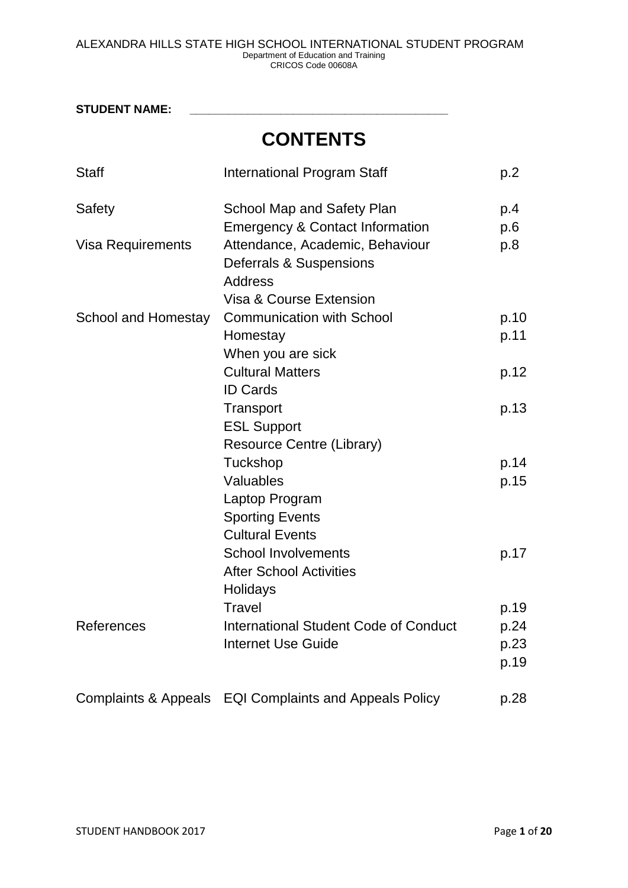ALEXANDRA HILLS STATE HIGH SCHOOL INTERNATIONAL STUDENT PROGRAM
Department of Education and Training
CRICOS Code 00608A

**STUDENT NAME:** ______________________________________

# CONTENTS

| | | |
|---|---|---|
| Staff | International Program Staff | p.2 |
| Safety | School Map and Safety Plan | p.4 |
| | Emergency & Contact Information | p.6 |
| Visa Requirements | Attendance, Academic, Behaviour | p.8 |
| | Deferrals & Suspensions | |
| | Address | |
| | Visa & Course Extension | |
| School and Homestay | Communication with School | p.10 |
| | Homestay | p.11 |
| | When you are sick | |
| | Cultural Matters | p.12 |
| | ID Cards | |
| | Transport | p.13 |
| | ESL Support | |
| | Resource Centre (Library) | |
| | Tuckshop | p.14 |
| | Valuables | p.15 |
| | Laptop Program | |
| | Sporting Events | |
| | Cultural Events | |
| | School Involvements | p.17 |
| | After School Activities | |
| | Holidays | |
| | Travel | p.19 |
| References | International Student Code of Conduct | p.24 |
| | Internet Use Guide | p.23 |
| | | p.19 |
| Complaints & Appeals | EQI Complaints and Appeals Policy | p.28 |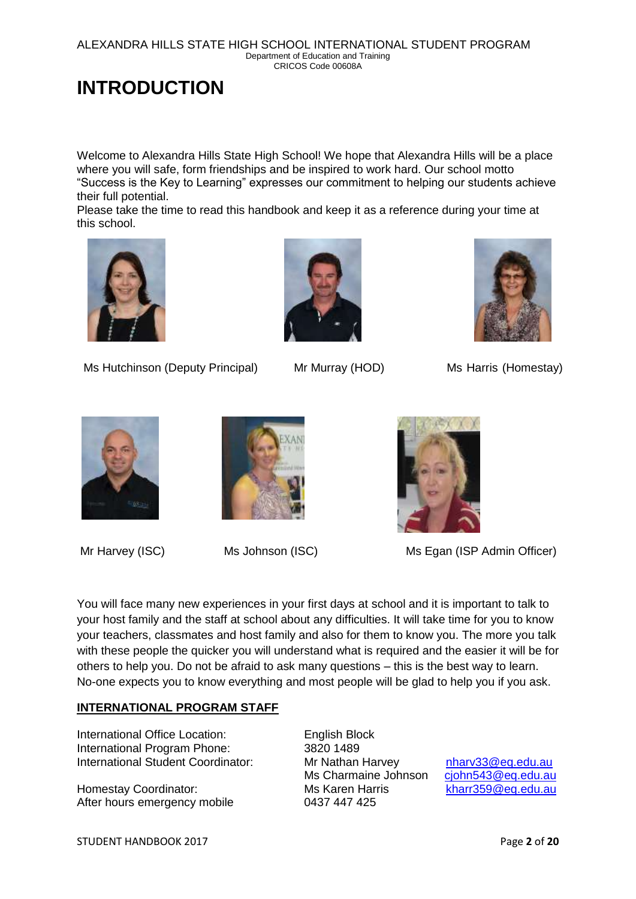# INTRODUCTION

Welcome to Alexandra Hills State High School! We hope that Alexandra Hills will be a place where you will safe, form friendships and be inspired to work hard. Our school motto "Success is the Key to Learning" expresses our commitment to helping our students achieve their full potential.
Please take the time to read this handbook and keep it as a reference during your time at this school.

Ms Hutchinson (Deputy Principal) Mr Murray (HOD) Ms Harris (Homestay)

Mr Harvey (ISC) Ms Johnson (ISC) Ms Egan (ISP Admin Officer)

You will face many new experiences in your first days at school and it is important to talk to your host family and the staff at school about any difficulties. It will take time for you to know your teachers, classmates and host family and also for them to know you. The more you talk with these people the quicker you will understand what is required and the easier it will be for others to help you. Do not be afraid to ask many questions – this is the best way to learn. No-one expects you to know everything and most people will be glad to help you if you ask.

**INTERNATIONAL PROGRAM STAFF**

| | | |
|---|---|---|
| International Office Location: | English Block | |
| International Program Phone: | 3820 1489 | |
| International Student Coordinator: | Mr Nathan Harvey | nharv33@eq.edu.au |
| | Ms Charmaine Johnson | cjohn543@eq.edu.au |
| Homestay Coordinator: | Ms Karen Harris | kharr359@eq.edu.au |
| After hours emergency mobile | 0437 447 425 | |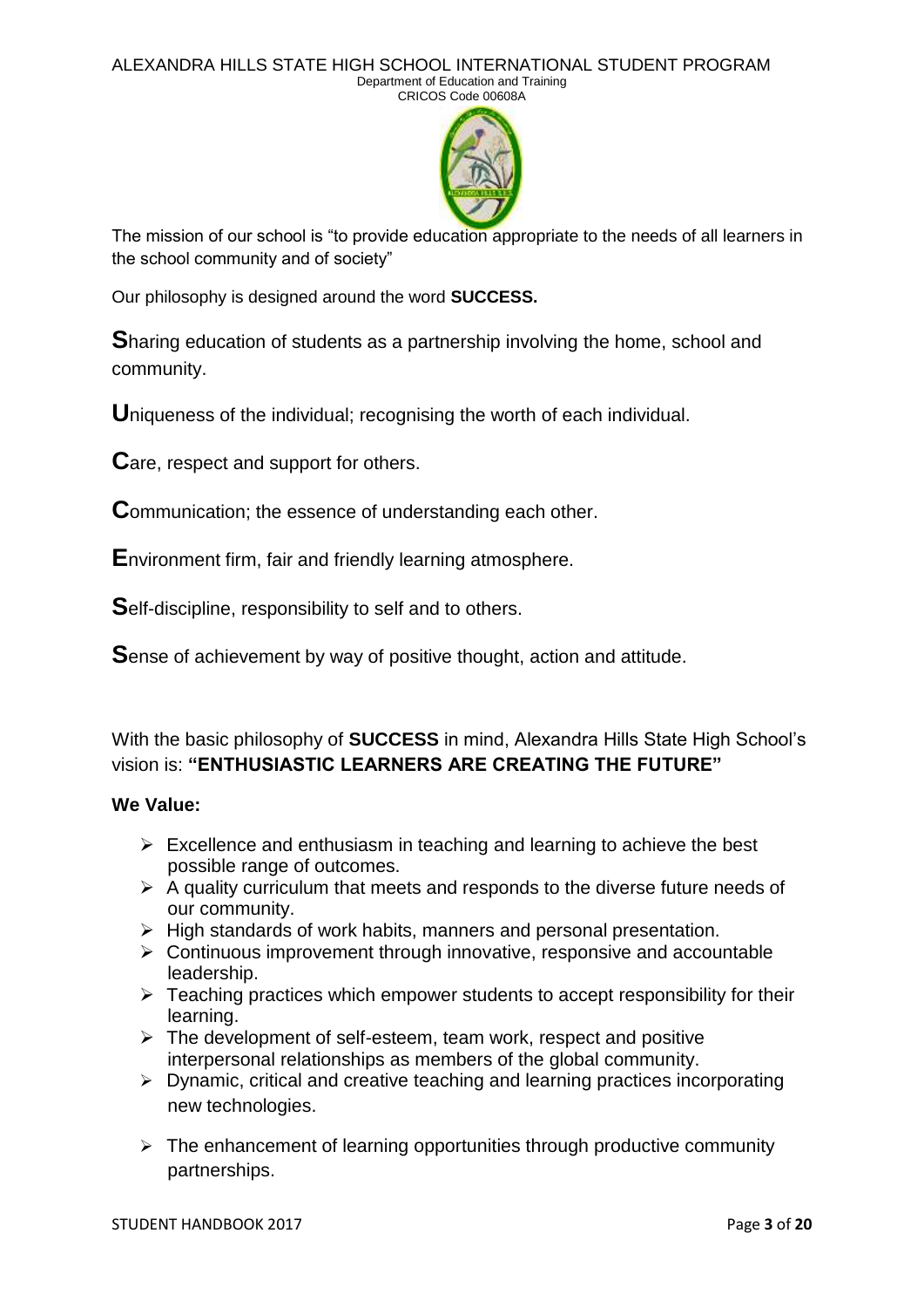The mission of our school is "to provide education appropriate to the needs of all learners in the school community and of society"

Our philosophy is designed around the word **SUCCESS.**

**S**haring education of students as a partnership involving the home, school and community.

**U**niqueness of the individual; recognising the worth of each individual.

**C**are, respect and support for others.

**C**ommunication; the essence of understanding each other.

**E**nvironment firm, fair and friendly learning atmosphere.

**S**elf-discipline, responsibility to self and to others.

**S**ense of achievement by way of positive thought, action and attitude.

With the basic philosophy of **SUCCESS** in mind, Alexandra Hills State High School's vision is: **"ENTHUSIASTIC LEARNERS ARE CREATING THE FUTURE"**

**We Value:**

- Excellence and enthusiasm in teaching and learning to achieve the best possible range of outcomes.
- A quality curriculum that meets and responds to the diverse future needs of our community.
- High standards of work habits, manners and personal presentation.
- Continuous improvement through innovative, responsive and accountable leadership.
- Teaching practices which empower students to accept responsibility for their learning.
- The development of self-esteem, team work, respect and positive interpersonal relationships as members of the global community.
- Dynamic, critical and creative teaching and learning practices incorporating new technologies.
- The enhancement of learning opportunities through productive community partnerships.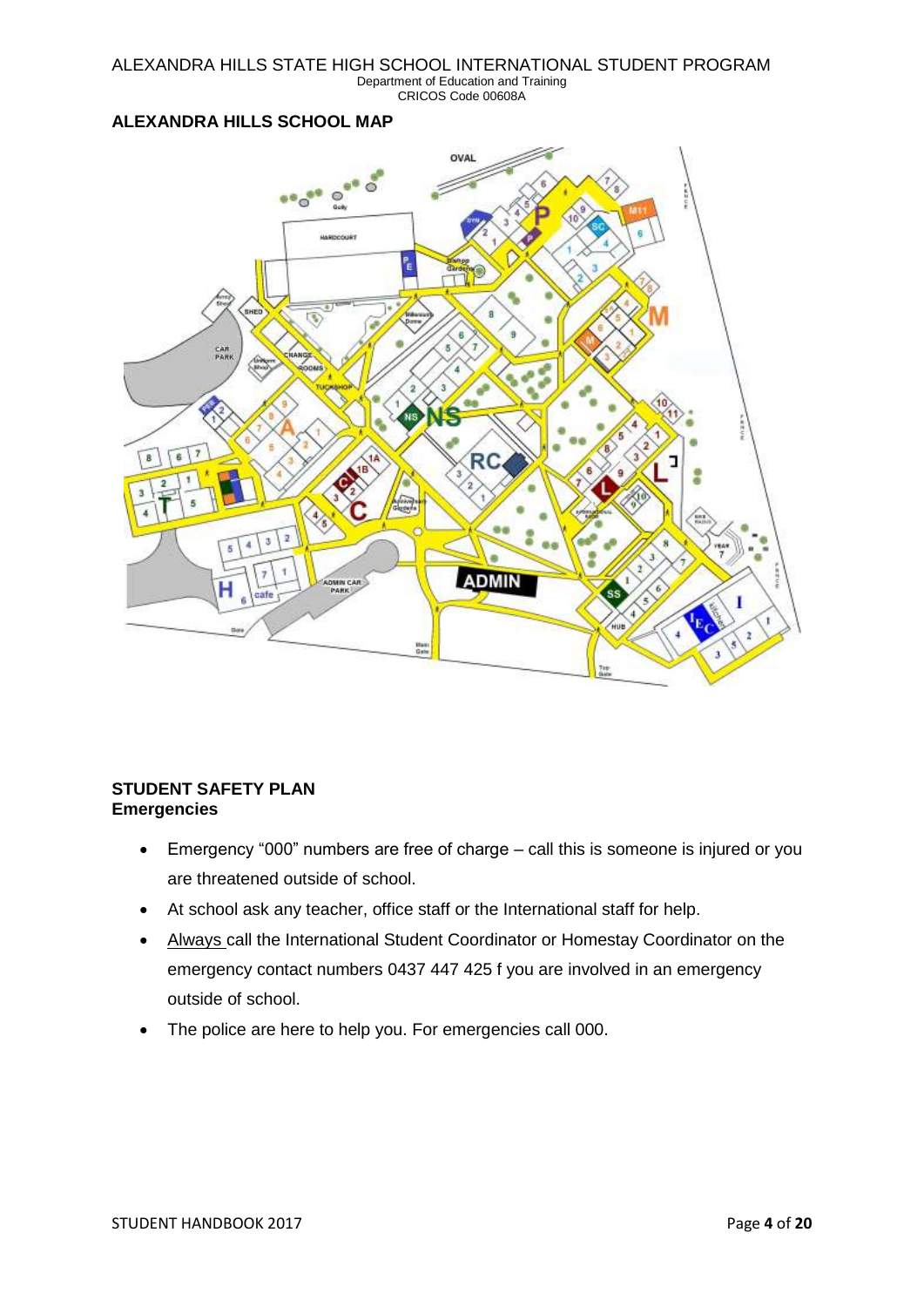## ALEXANDRA HILLS SCHOOL MAP

## STUDENT SAFETY PLAN

### Emergencies

- Emergency "000" numbers are free of charge – call this is someone is injured or you are threatened outside of school.
- At school ask any teacher, office staff or the International staff for help.
- Always call the International Student Coordinator or Homestay Coordinator on the emergency contact numbers 0437 447 425 f you are involved in an emergency outside of school.
- The police are here to help you. For emergencies call 000.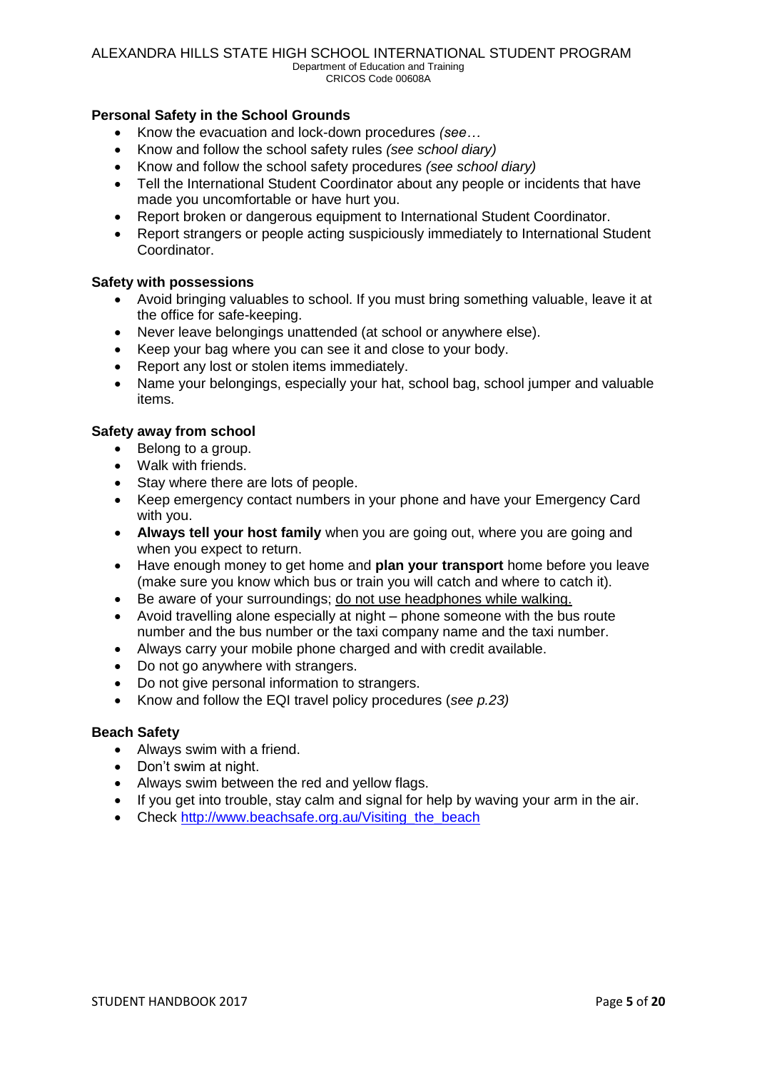### Personal Safety in the School Grounds

- Know the evacuation and lock-down procedures *(see…*
- Know and follow the school safety rules *(see school diary)*
- Know and follow the school safety procedures *(see school diary)*
- Tell the International Student Coordinator about any people or incidents that have made you uncomfortable or have hurt you.
- Report broken or dangerous equipment to International Student Coordinator.
- Report strangers or people acting suspiciously immediately to International Student Coordinator.

### Safety with possessions

- Avoid bringing valuables to school. If you must bring something valuable, leave it at the office for safe-keeping.
- Never leave belongings unattended (at school or anywhere else).
- Keep your bag where you can see it and close to your body.
- Report any lost or stolen items immediately.
- Name your belongings, especially your hat, school bag, school jumper and valuable items.

### Safety away from school

- Belong to a group.
- Walk with friends.
- Stay where there are lots of people.
- Keep emergency contact numbers in your phone and have your Emergency Card with you.
- **Always tell your host family** when you are going out, where you are going and when you expect to return.
- Have enough money to get home and **plan your transport** home before you leave (make sure you know which bus or train you will catch and where to catch it).
- Be aware of your surroundings; <u>do not use headphones while walking.</u>
- Avoid travelling alone especially at night – phone someone with the bus route number and the bus number or the taxi company name and the taxi number.
- Always carry your mobile phone charged and with credit available.
- Do not go anywhere with strangers.
- Do not give personal information to strangers.
- Know and follow the EQI travel policy procedures (*see p.23)*

### Beach Safety

- Always swim with a friend.
- Don't swim at night.
- Always swim between the red and yellow flags.
- If you get into trouble, stay calm and signal for help by waving your arm in the air.
- Check http://www.beachsafe.org.au/Visiting_the_beach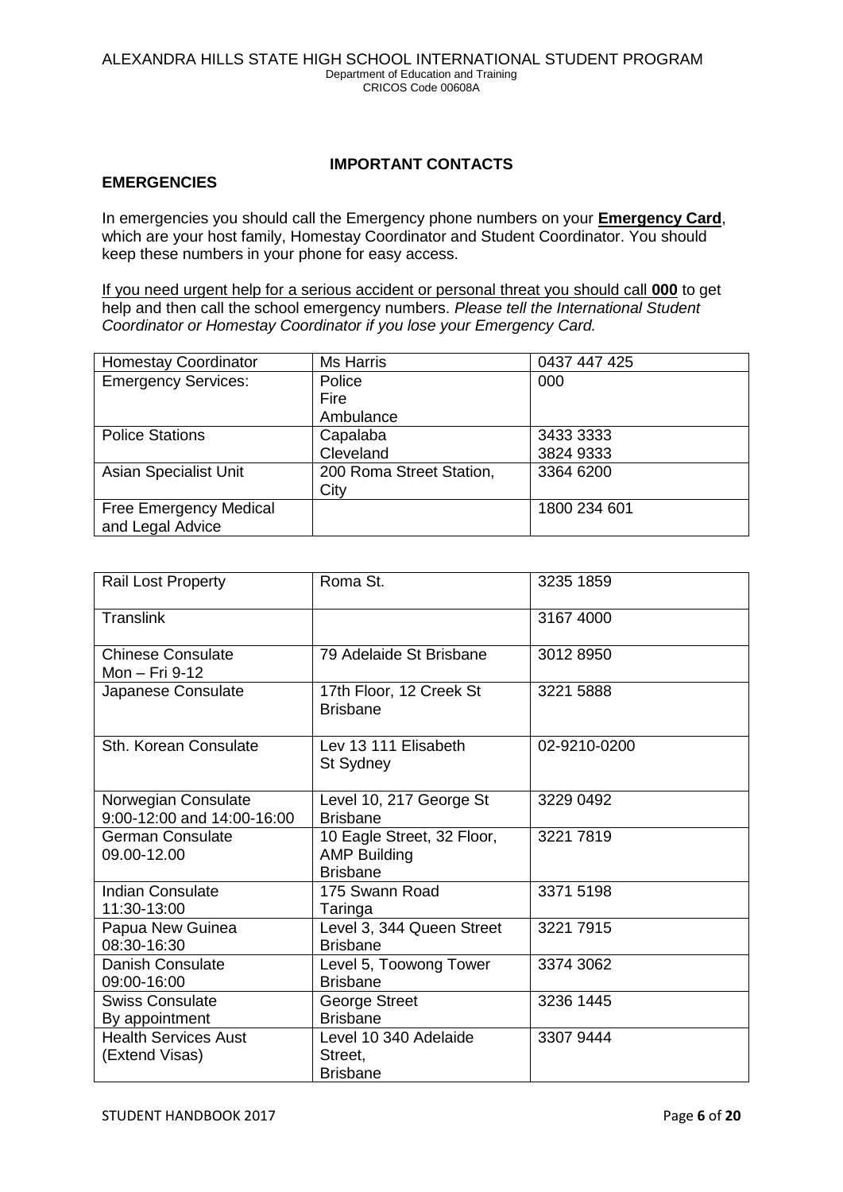## IMPORTANT CONTACTS

### EMERGENCIES

In emergencies you should call the Emergency phone numbers on your **Emergency Card**, which are your host family, Homestay Coordinator and Student Coordinator. You should keep these numbers in your phone for easy access.

If you need urgent help for a serious accident or personal threat you should call **000** to get help and then call the school emergency numbers. *Please tell the International Student Coordinator or Homestay Coordinator if you lose your Emergency Card.*

| | | |
|---|---|---|
| Homestay Coordinator | Ms Harris | 0437 447 425 |
| Emergency Services: | Police<br>Fire<br>Ambulance | 000 |
| Police Stations | Capalaba<br>Cleveland | 3433 3333<br>3824 9333 |
| Asian Specialist Unit | 200 Roma Street Station, City | 3364 6200 |
| Free Emergency Medical and Legal Advice | | 1800 234 601 |

| | | |
|---|---|---|
| Rail Lost Property | Roma St. | 3235 1859 |
| Translink | | 3167 4000 |
| Chinese Consulate<br>Mon – Fri 9-12 | 79 Adelaide St Brisbane | 3012 8950 |
| Japanese Consulate | 17th Floor, 12 Creek St Brisbane | 3221 5888 |
| Sth. Korean Consulate | Lev 13 111 Elisabeth St Sydney | 02-9210-0200 |
| Norwegian Consulate<br>9:00-12:00 and 14:00-16:00 | Level 10, 217 George St Brisbane | 3229 0492 |
| German Consulate<br>09.00-12.00 | 10 Eagle Street, 32 Floor, AMP Building Brisbane | 3221 7819 |
| Indian Consulate<br>11:30-13:00 | 175 Swann Road Taringa | 3371 5198 |
| Papua New Guinea<br>08:30-16:30 | Level 3, 344 Queen Street Brisbane | 3221 7915 |
| Danish Consulate<br>09:00-16:00 | Level 5, Toowong Tower Brisbane | 3374 3062 |
| Swiss Consulate<br>By appointment | George Street Brisbane | 3236 1445 |
| Health Services Aust (Extend Visas) | Level 10 340 Adelaide Street, Brisbane | 3307 9444 |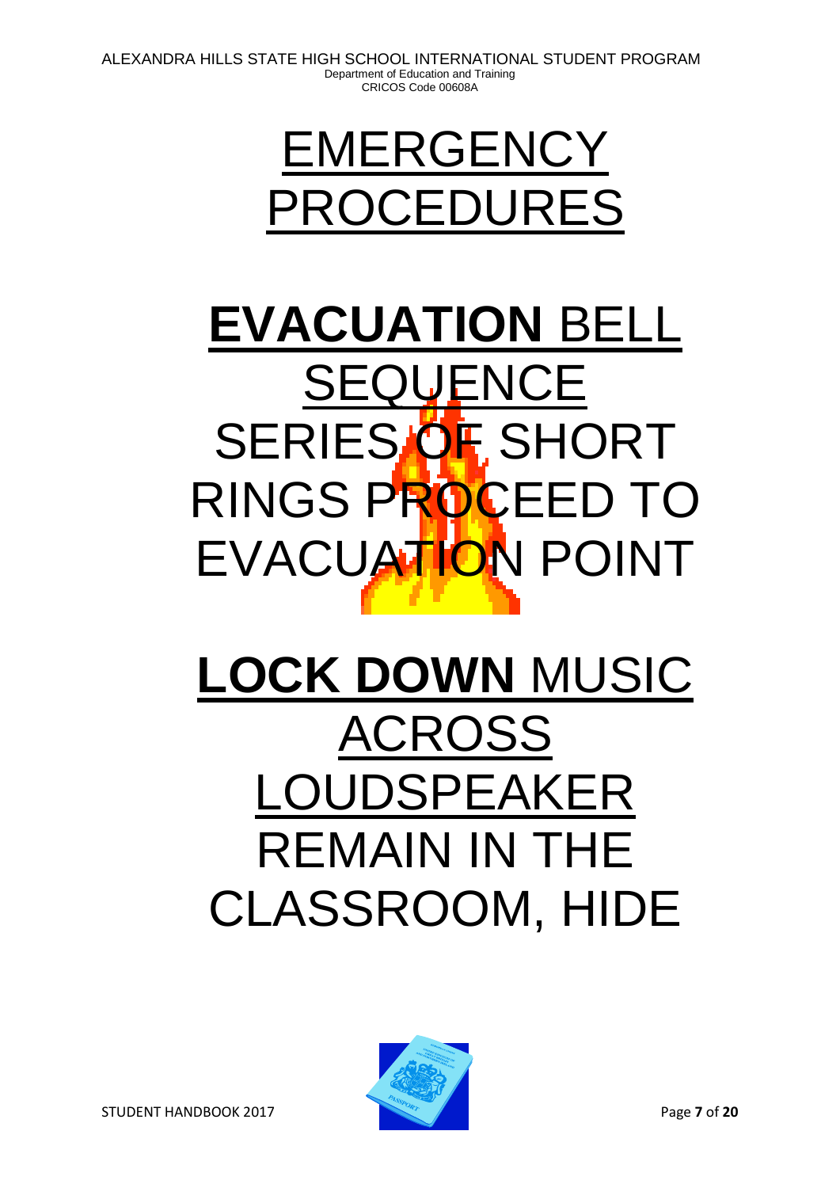# EMERGENCY PROCEDURES

## **EVACUATION** BELL SEQUENCE

SERIES OF SHORT RINGS PROCEED TO EVACUATION POINT

## **LOCK DOWN** MUSIC ACROSS LOUDSPEAKER

REMAIN IN THE CLASSROOM, HIDE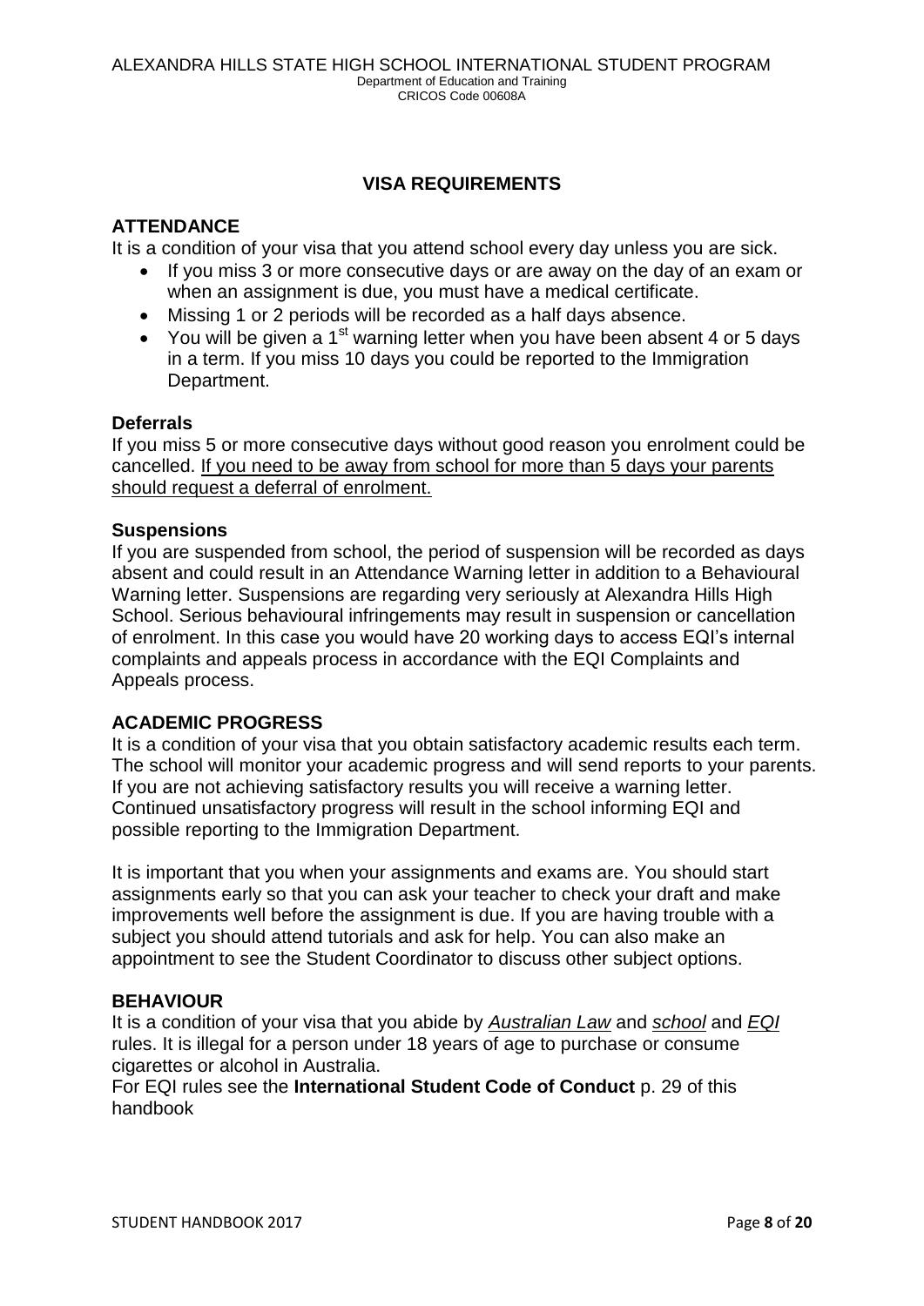## VISA REQUIREMENTS

### ATTENDANCE

It is a condition of your visa that you attend school every day unless you are sick.

- If you miss 3 or more consecutive days or are away on the day of an exam or when an assignment is due, you must have a medical certificate.
- Missing 1 or 2 periods will be recorded as a half days absence.
- You will be given a 1st warning letter when you have been absent 4 or 5 days in a term. If you miss 10 days you could be reported to the Immigration Department.

#### Deferrals

If you miss 5 or more consecutive days without good reason you enrolment could be cancelled. <u>If you need to be away from school for more than 5 days your parents should request a deferral of enrolment.</u>

#### Suspensions

If you are suspended from school, the period of suspension will be recorded as days absent and could result in an Attendance Warning letter in addition to a Behavioural Warning letter. Suspensions are regarding very seriously at Alexandra Hills High School. Serious behavioural infringements may result in suspension or cancellation of enrolment. In this case you would have 20 working days to access EQI's internal complaints and appeals process in accordance with the EQI Complaints and Appeals process.

### ACADEMIC PROGRESS

It is a condition of your visa that you obtain satisfactory academic results each term. The school will monitor your academic progress and will send reports to your parents. If you are not achieving satisfactory results you will receive a warning letter. Continued unsatisfactory progress will result in the school informing EQI and possible reporting to the Immigration Department.

It is important that you when your assignments and exams are. You should start assignments early so that you can ask your teacher to check your draft and make improvements well before the assignment is due. If you are having trouble with a subject you should attend tutorials and ask for help. You can also make an appointment to see the Student Coordinator to discuss other subject options.

### BEHAVIOUR

It is a condition of your visa that you abide by *<u>Australian Law</u>* and *<u>school</u>* and *<u>EQI</u>* rules. It is illegal for a person under 18 years of age to purchase or consume cigarettes or alcohol in Australia.

For EQI rules see the **International Student Code of Conduct** p. 29 of this handbook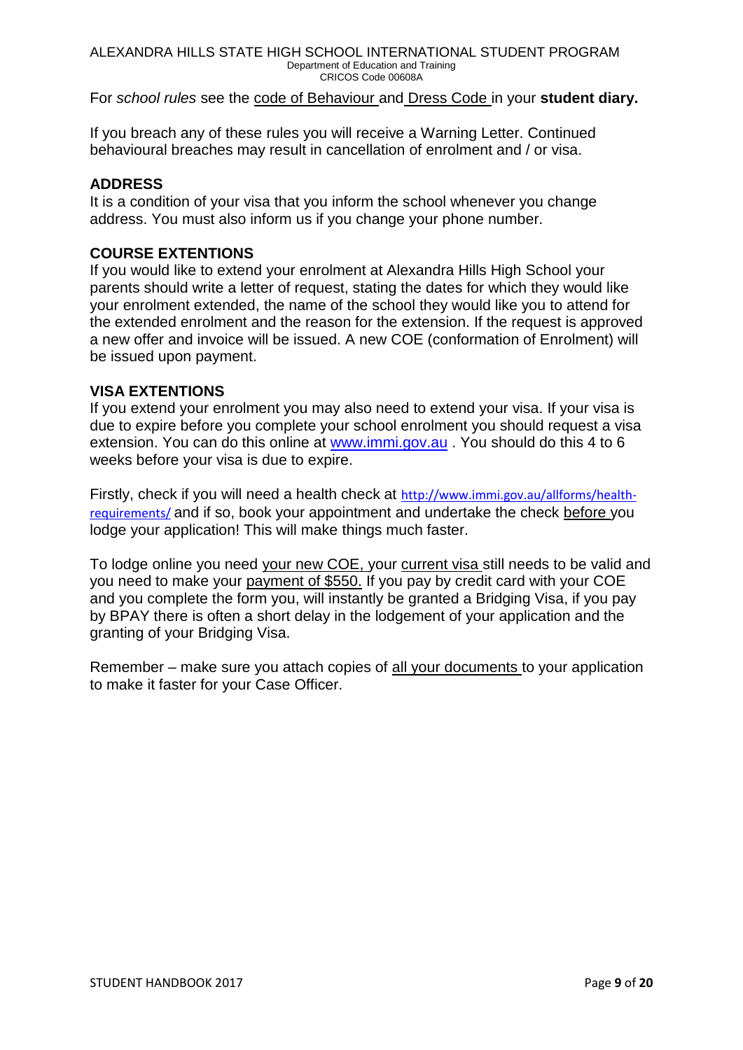For *school rules* see the code of Behaviour and Dress Code in your **student diary.**

If you breach any of these rules you will receive a Warning Letter. Continued behavioural breaches may result in cancellation of enrolment and / or visa.

## ADDRESS

It is a condition of your visa that you inform the school whenever you change address. You must also inform us if you change your phone number.

## COURSE EXTENTIONS

If you would like to extend your enrolment at Alexandra Hills High School your parents should write a letter of request, stating the dates for which they would like your enrolment extended, the name of the school they would like you to attend for the extended enrolment and the reason for the extension. If the request is approved a new offer and invoice will be issued. A new COE (conformation of Enrolment) will be issued upon payment.

## VISA EXTENTIONS

If you extend your enrolment you may also need to extend your visa. If your visa is due to expire before you complete your school enrolment you should request a visa extension. You can do this online at www.immi.gov.au . You should do this 4 to 6 weeks before your visa is due to expire.

Firstly, check if you will need a health check at http://www.immi.gov.au/allforms/health-requirements/ and if so, book your appointment and undertake the check before you lodge your application! This will make things much faster.

To lodge online you need your new COE, your current visa still needs to be valid and you need to make your payment of $550. If you pay by credit card with your COE and you complete the form you, will instantly be granted a Bridging Visa, if you pay by BPAY there is often a short delay in the lodgement of your application and the granting of your Bridging Visa.

Remember – make sure you attach copies of all your documents to your application to make it faster for your Case Officer.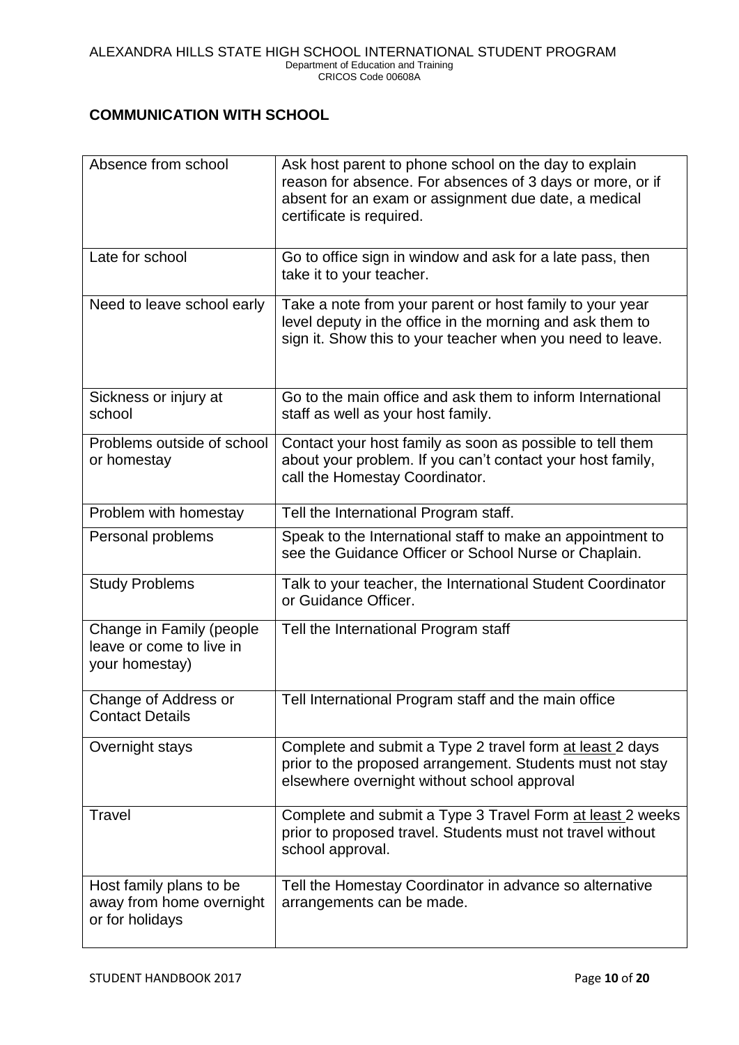## COMMUNICATION WITH SCHOOL

| | |
|---|---|
| Absence from school | Ask host parent to phone school on the day to explain reason for absence. For absences of 3 days or more, or if absent for an exam or assignment due date, a medical certificate is required. |
| Late for school | Go to office sign in window and ask for a late pass, then take it to your teacher. |
| Need to leave school early | Take a note from your parent or host family to your year level deputy in the office in the morning and ask them to sign it. Show this to your teacher when you need to leave. |
| Sickness or injury at school | Go to the main office and ask them to inform International staff as well as your host family. |
| Problems outside of school or homestay | Contact your host family as soon as possible to tell them about your problem. If you can't contact your host family, call the Homestay Coordinator. |
| Problem with homestay | Tell the International Program staff. |
| Personal problems | Speak to the International staff to make an appointment to see the Guidance Officer or School Nurse or Chaplain. |
| Study Problems | Talk to your teacher, the International Student Coordinator or Guidance Officer. |
| Change in Family (people leave or come to live in your homestay) | Tell the International Program staff |
| Change of Address or Contact Details | Tell International Program staff and the main office |
| Overnight stays | Complete and submit a Type 2 travel form at least 2 days prior to the proposed arrangement. Students must not stay elsewhere overnight without school approval |
| Travel | Complete and submit a Type 3 Travel Form at least 2 weeks prior to proposed travel. Students must not travel without school approval. |
| Host family plans to be away from home overnight or for holidays | Tell the Homestay Coordinator in advance so alternative arrangements can be made. |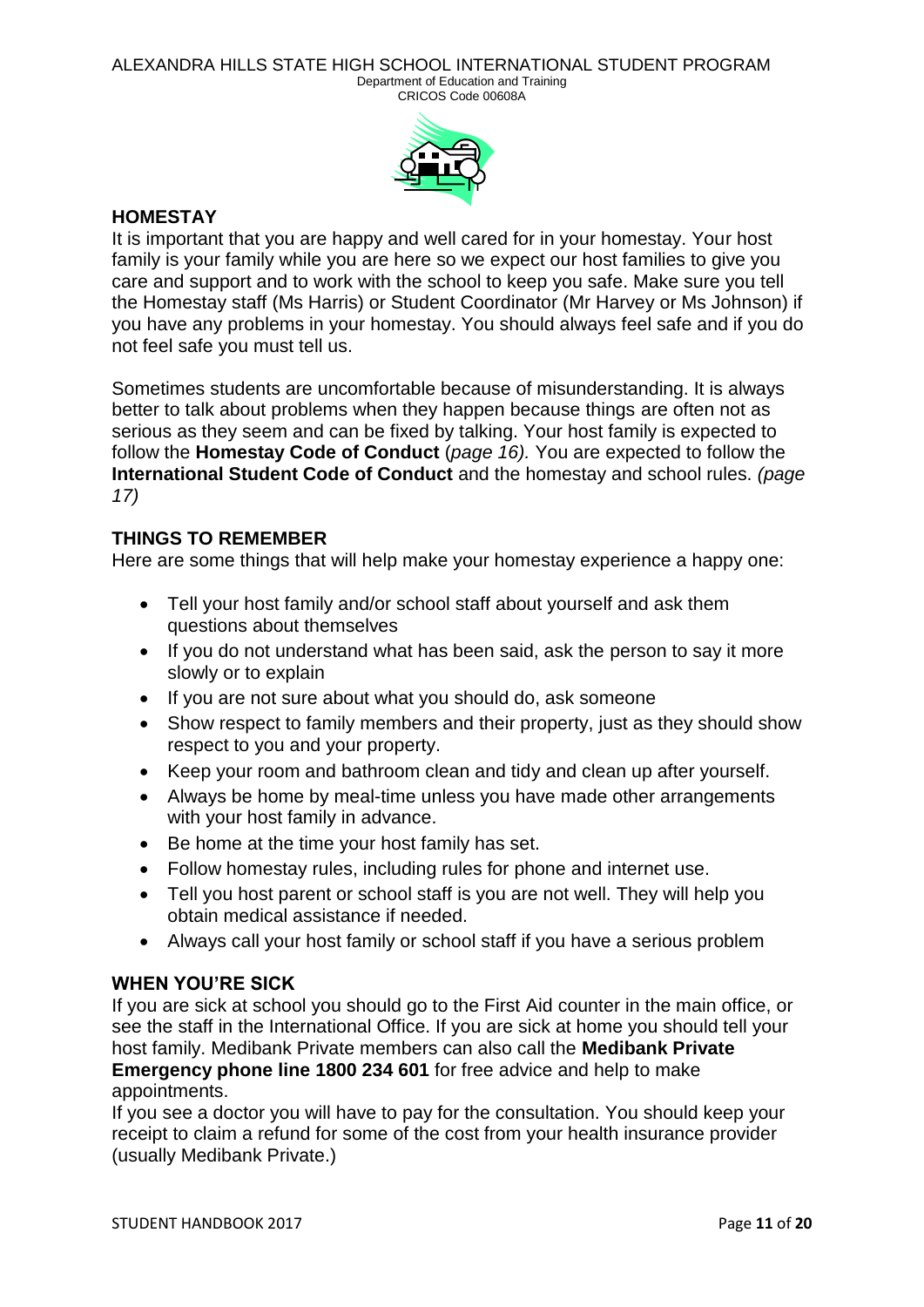## HOMESTAY

It is important that you are happy and well cared for in your homestay. Your host family is your family while you are here so we expect our host families to give you care and support and to work with the school to keep you safe. Make sure you tell the Homestay staff (Ms Harris) or Student Coordinator (Mr Harvey or Ms Johnson) if you have any problems in your homestay. You should always feel safe and if you do not feel safe you must tell us.

Sometimes students are uncomfortable because of misunderstanding. It is always better to talk about problems when they happen because things are often not as serious as they seem and can be fixed by talking. Your host family is expected to follow the **Homestay Code of Conduct** (*page 16).* You are expected to follow the **International Student Code of Conduct** and the homestay and school rules. *(page 17)*

## THINGS TO REMEMBER

Here are some things that will help make your homestay experience a happy one:

- Tell your host family and/or school staff about yourself and ask them questions about themselves
- If you do not understand what has been said, ask the person to say it more slowly or to explain
- If you are not sure about what you should do, ask someone
- Show respect to family members and their property, just as they should show respect to you and your property.
- Keep your room and bathroom clean and tidy and clean up after yourself.
- Always be home by meal-time unless you have made other arrangements with your host family in advance.
- Be home at the time your host family has set.
- Follow homestay rules, including rules for phone and internet use.
- Tell you host parent or school staff is you are not well. They will help you obtain medical assistance if needed.
- Always call your host family or school staff if you have a serious problem

## WHEN YOU'RE SICK

If you are sick at school you should go to the First Aid counter in the main office, or see the staff in the International Office. If you are sick at home you should tell your host family. Medibank Private members can also call the **Medibank Private Emergency phone line 1800 234 601** for free advice and help to make appointments.

If you see a doctor you will have to pay for the consultation. You should keep your receipt to claim a refund for some of the cost from your health insurance provider (usually Medibank Private.)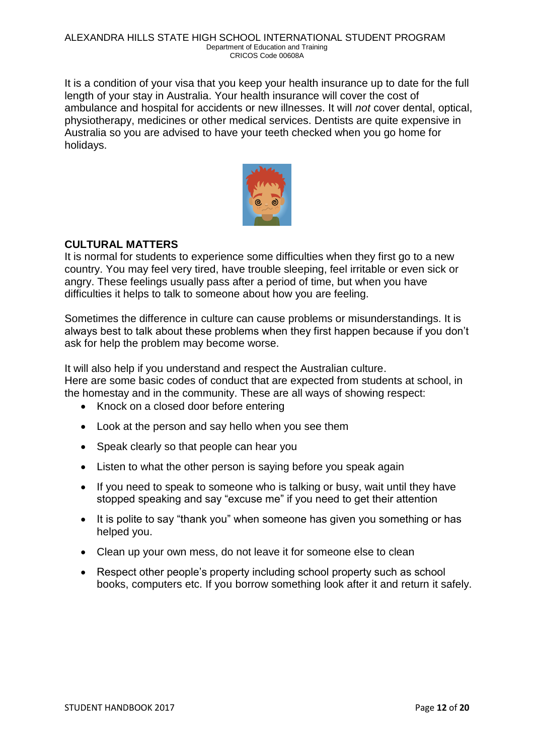It is a condition of your visa that you keep your health insurance up to date for the full length of your stay in Australia. Your health insurance will cover the cost of ambulance and hospital for accidents or new illnesses. It will *not* cover dental, optical, physiotherapy, medicines or other medical services. Dentists are quite expensive in Australia so you are advised to have your teeth checked when you go home for holidays.

**CULTURAL MATTERS**

It is normal for students to experience some difficulties when they first go to a new country. You may feel very tired, have trouble sleeping, feel irritable or even sick or angry. These feelings usually pass after a period of time, but when you have difficulties it helps to talk to someone about how you are feeling.

Sometimes the difference in culture can cause problems or misunderstandings. It is always best to talk about these problems when they first happen because if you don't ask for help the problem may become worse.

It will also help if you understand and respect the Australian culture.
Here are some basic codes of conduct that are expected from students at school, in the homestay and in the community. These are all ways of showing respect:

- Knock on a closed door before entering
- Look at the person and say hello when you see them
- Speak clearly so that people can hear you
- Listen to what the other person is saying before you speak again
- If you need to speak to someone who is talking or busy, wait until they have stopped speaking and say "excuse me" if you need to get their attention
- It is polite to say "thank you" when someone has given you something or has helped you.
- Clean up your own mess, do not leave it for someone else to clean
- Respect other people's property including school property such as school books, computers etc. If you borrow something look after it and return it safely.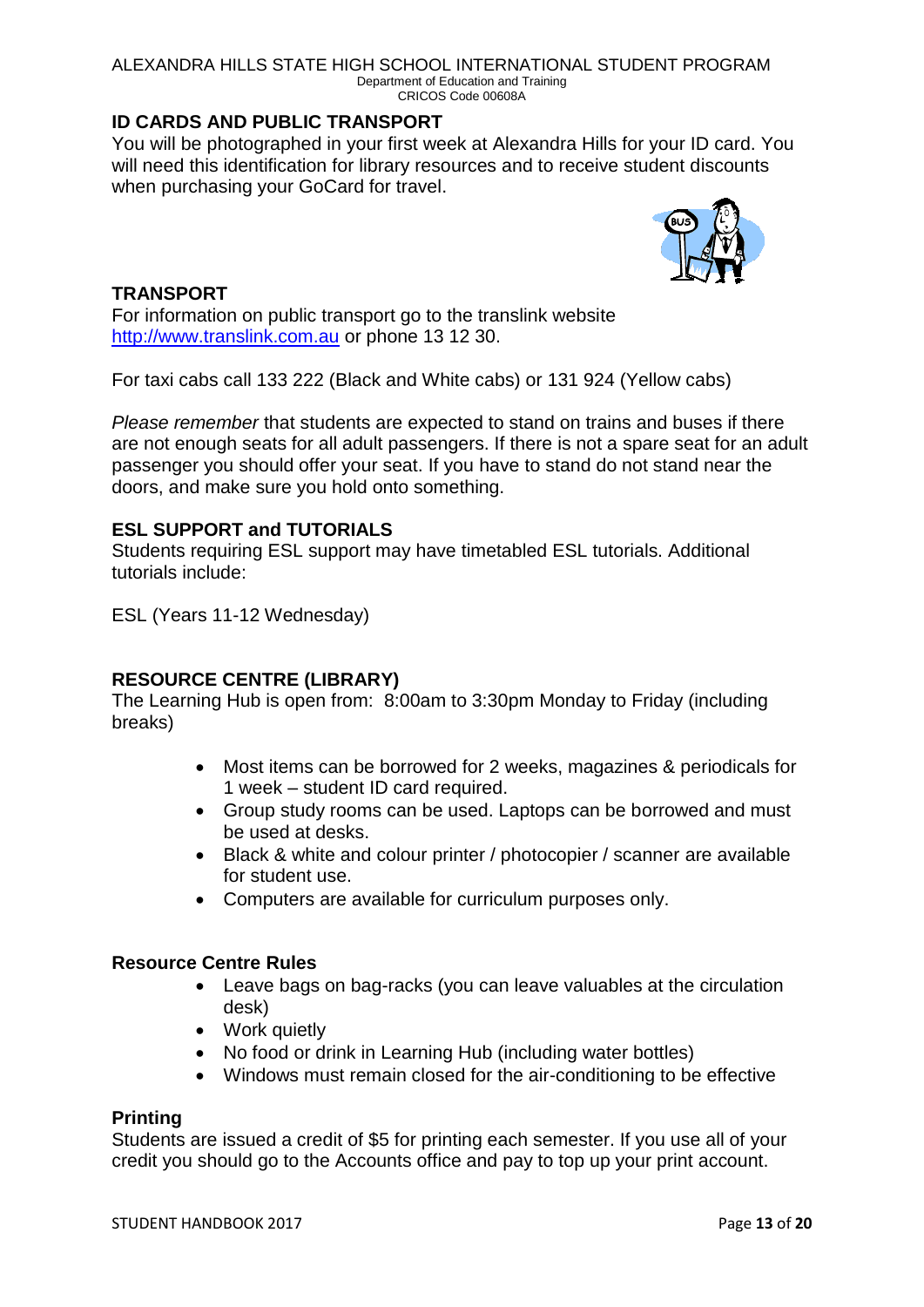## ID CARDS AND PUBLIC TRANSPORT

You will be photographed in your first week at Alexandra Hills for your ID card. You will need this identification for library resources and to receive student discounts when purchasing your GoCard for travel.

## TRANSPORT

For information on public transport go to the translink website http://www.translink.com.au or phone 13 12 30.

For taxi cabs call 133 222 (Black and White cabs) or 131 924 (Yellow cabs)

*Please remember* that students are expected to stand on trains and buses if there are not enough seats for all adult passengers. If there is not a spare seat for an adult passenger you should offer your seat. If you have to stand do not stand near the doors, and make sure you hold onto something.

## ESL SUPPORT and TUTORIALS

Students requiring ESL support may have timetabled ESL tutorials. Additional tutorials include:

ESL (Years 11-12 Wednesday)

## RESOURCE CENTRE (LIBRARY)

The Learning Hub is open from: 8:00am to 3:30pm Monday to Friday (including breaks)

- Most items can be borrowed for 2 weeks, magazines & periodicals for 1 week – student ID card required.
- Group study rooms can be used. Laptops can be borrowed and must be used at desks.
- Black & white and colour printer / photocopier / scanner are available for student use.
- Computers are available for curriculum purposes only.

### Resource Centre Rules

- Leave bags on bag-racks (you can leave valuables at the circulation desk)
- Work quietly
- No food or drink in Learning Hub (including water bottles)
- Windows must remain closed for the air-conditioning to be effective

### Printing

Students are issued a credit of $5 for printing each semester. If you use all of your credit you should go to the Accounts office and pay to top up your print account.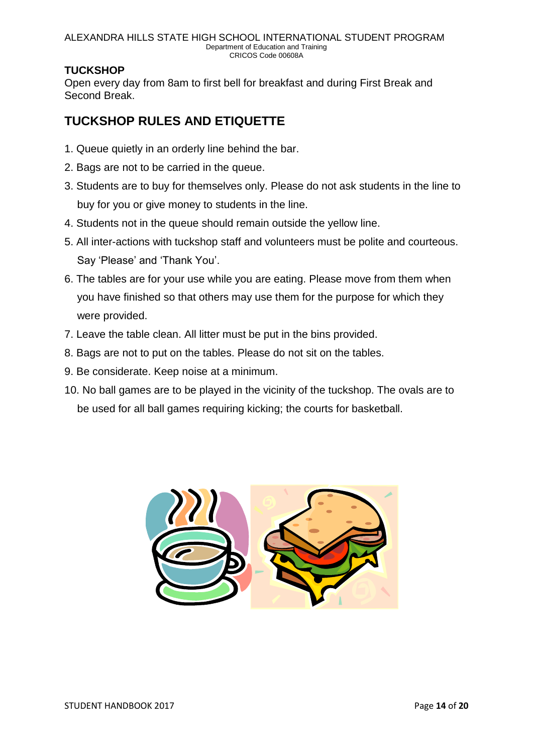## TUCKSHOP

Open every day from 8am to first bell for breakfast and during First Break and Second Break.

## TUCKSHOP RULES AND ETIQUETTE

1. Queue quietly in an orderly line behind the bar.
2. Bags are not to be carried in the queue.
3. Students are to buy for themselves only. Please do not ask students in the line to buy for you or give money to students in the line.
4. Students not in the queue should remain outside the yellow line.
5. All inter-actions with tuckshop staff and volunteers must be polite and courteous. Say 'Please' and 'Thank You'.
6. The tables are for your use while you are eating. Please move from them when you have finished so that others may use them for the purpose for which they were provided.
7. Leave the table clean. All litter must be put in the bins provided.
8. Bags are not to put on the tables. Please do not sit on the tables.
9. Be considerate. Keep noise at a minimum.
10. No ball games are to be played in the vicinity of the tuckshop. The ovals are to be used for all ball games requiring kicking; the courts for basketball.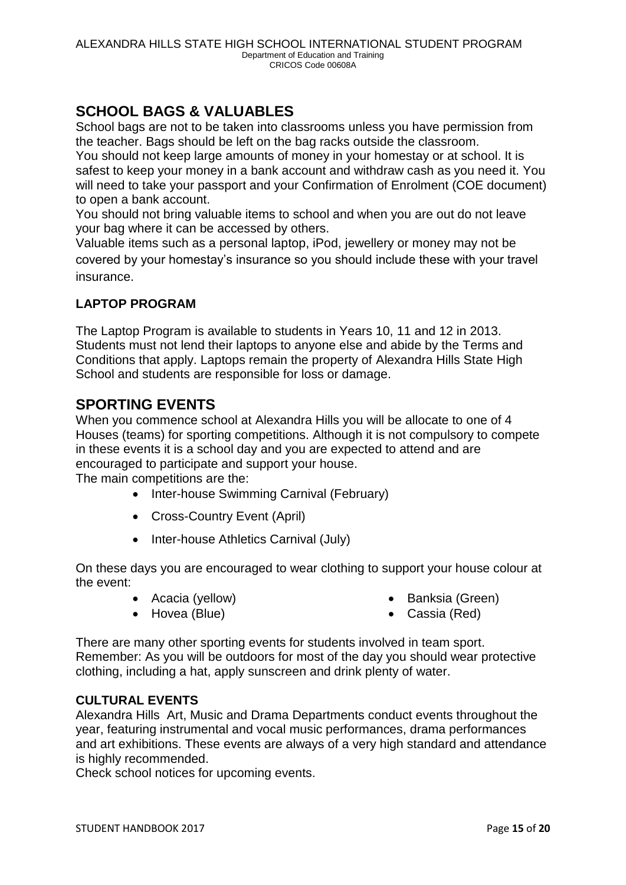## SCHOOL BAGS & VALUABLES

School bags are not to be taken into classrooms unless you have permission from the teacher. Bags should be left on the bag racks outside the classroom.
You should not keep large amounts of money in your homestay or at school. It is safest to keep your money in a bank account and withdraw cash as you need it. You will need to take your passport and your Confirmation of Enrolment (COE document) to open a bank account.
You should not bring valuable items to school and when you are out do not leave your bag where it can be accessed by others.
Valuable items such as a personal laptop, iPod, jewellery or money may not be covered by your homestay's insurance so you should include these with your travel insurance.

### LAPTOP PROGRAM

The Laptop Program is available to students in Years 10, 11 and 12 in 2013. Students must not lend their laptops to anyone else and abide by the Terms and Conditions that apply. Laptops remain the property of Alexandra Hills State High School and students are responsible for loss or damage.

## SPORTING EVENTS

When you commence school at Alexandra Hills you will be allocate to one of 4 Houses (teams) for sporting competitions. Although it is not compulsory to compete in these events it is a school day and you are expected to attend and are encouraged to participate and support your house.
The main competitions are the:

- Inter-house Swimming Carnival (February)
- Cross-Country Event (April)
- Inter-house Athletics Carnival (July)

On these days you are encouraged to wear clothing to support your house colour at the event:

- Acacia (yellow)
- Hovea (Blue)
- Banksia (Green)
- Cassia (Red)

There are many other sporting events for students involved in team sport.
Remember: As you will be outdoors for most of the day you should wear protective clothing, including a hat, apply sunscreen and drink plenty of water.

### CULTURAL EVENTS

Alexandra Hills Art, Music and Drama Departments conduct events throughout the year, featuring instrumental and vocal music performances, drama performances and art exhibitions. These events are always of a very high standard and attendance is highly recommended.
Check school notices for upcoming events.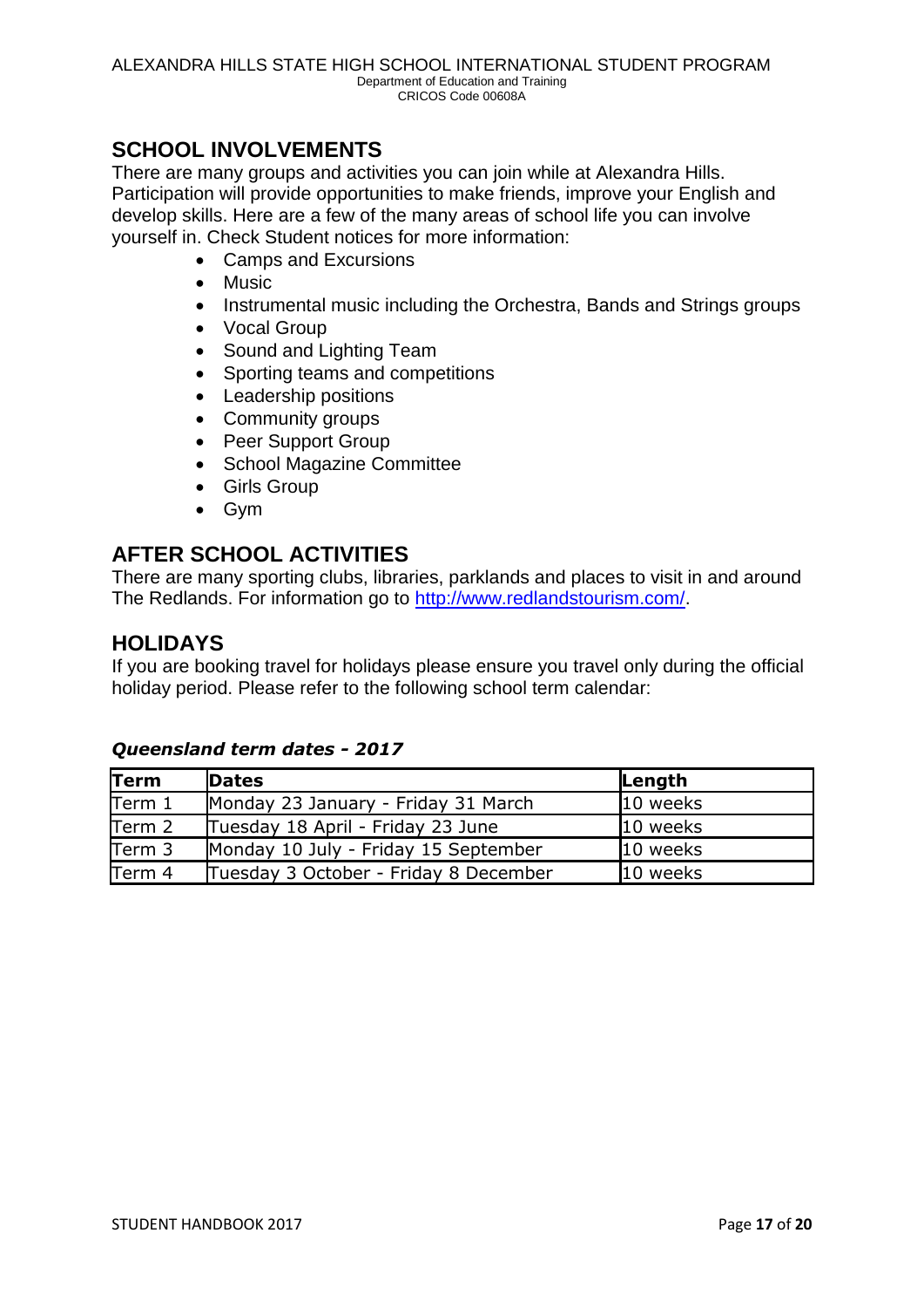## SCHOOL INVOLVEMENTS

There are many groups and activities you can join while at Alexandra Hills. Participation will provide opportunities to make friends, improve your English and develop skills. Here are a few of the many areas of school life you can involve yourself in. Check Student notices for more information:

- Camps and Excursions
- Music
- Instrumental music including the Orchestra, Bands and Strings groups
- Vocal Group
- Sound and Lighting Team
- Sporting teams and competitions
- Leadership positions
- Community groups
- Peer Support Group
- School Magazine Committee
- Girls Group
- Gym

## AFTER SCHOOL ACTIVITIES

There are many sporting clubs, libraries, parklands and places to visit in and around The Redlands. For information go to http://www.redlandstourism.com/.

## HOLIDAYS

If you are booking travel for holidays please ensure you travel only during the official holiday period. Please refer to the following school term calendar:

***Queensland term dates - 2017***

| Term | Dates | Length |
|---|---|---|
| Term 1 | Monday 23 January - Friday 31 March | 10 weeks |
| Term 2 | Tuesday 18 April - Friday 23 June | 10 weeks |
| Term 3 | Monday 10 July - Friday 15 September | 10 weeks |
| Term 4 | Tuesday 3 October - Friday 8 December | 10 weeks |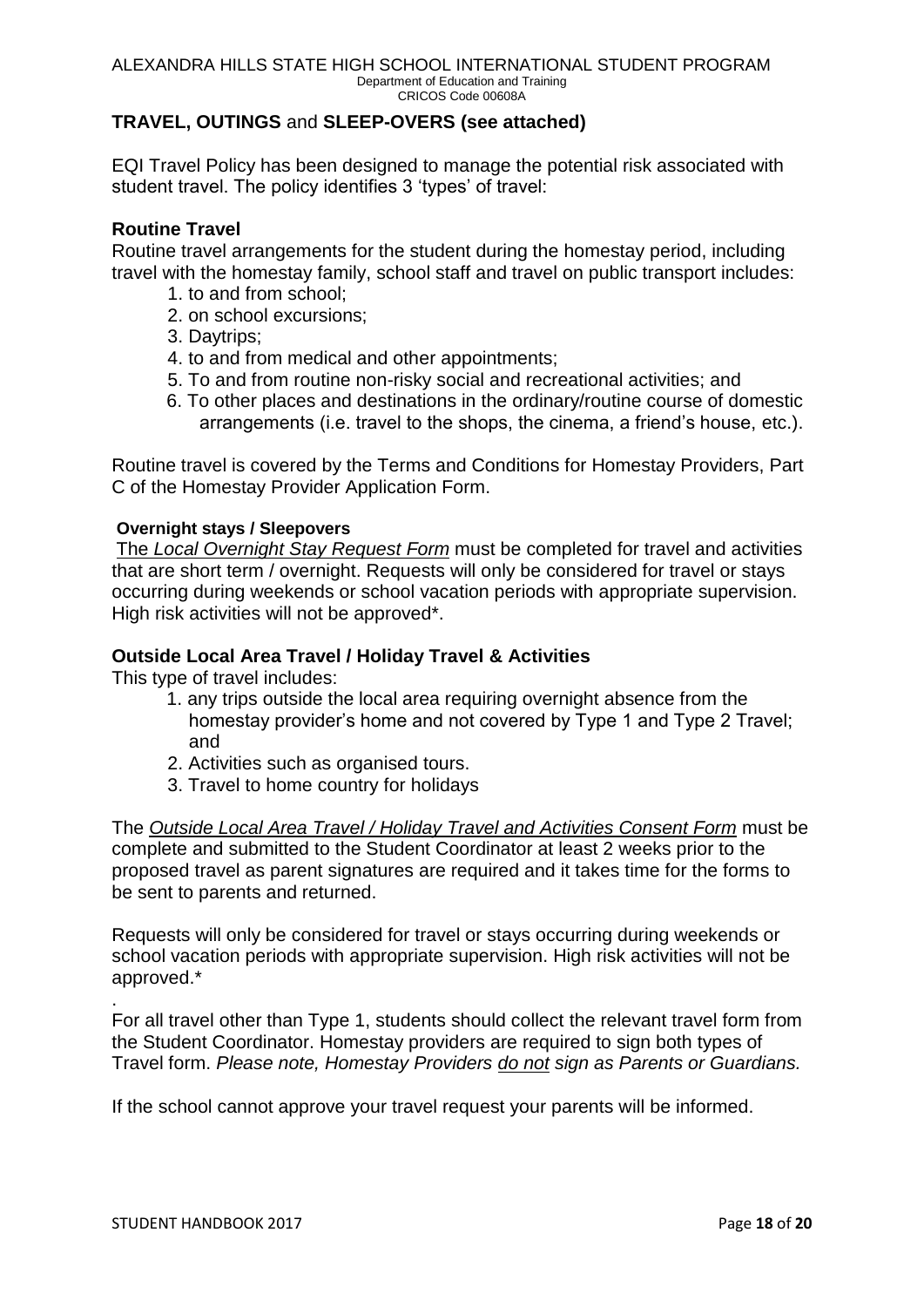## TRAVEL, OUTINGS and SLEEP-OVERS (see attached)

EQI Travel Policy has been designed to manage the potential risk associated with student travel. The policy identifies 3 'types' of travel:

### Routine Travel

Routine travel arrangements for the student during the homestay period, including travel with the homestay family, school staff and travel on public transport includes:

1. to and from school;
2. on school excursions;
3. Daytrips;
4. to and from medical and other appointments;
5. To and from routine non-risky social and recreational activities; and
6. To other places and destinations in the ordinary/routine course of domestic arrangements (i.e. travel to the shops, the cinema, a friend's house, etc.).

Routine travel is covered by the Terms and Conditions for Homestay Providers, Part C of the Homestay Provider Application Form.

#### Overnight stays / Sleepovers

The *Local Overnight Stay Request Form* must be completed for travel and activities that are short term / overnight. Requests will only be considered for travel or stays occurring during weekends or school vacation periods with appropriate supervision. High risk activities will not be approved*.

### Outside Local Area Travel / Holiday Travel & Activities

This type of travel includes:

1. any trips outside the local area requiring overnight absence from the homestay provider's home and not covered by Type 1 and Type 2 Travel; and
2. Activities such as organised tours.
3. Travel to home country for holidays

The *Outside Local Area Travel / Holiday Travel and Activities Consent Form* must be complete and submitted to the Student Coordinator at least 2 weeks prior to the proposed travel as parent signatures are required and it takes time for the forms to be sent to parents and returned.

Requests will only be considered for travel or stays occurring during weekends or school vacation periods with appropriate supervision. High risk activities will not be approved.*

.

For all travel other than Type 1, students should collect the relevant travel form from the Student Coordinator. Homestay providers are required to sign both types of Travel form. *Please note, Homestay Providers do not sign as Parents or Guardians.*

If the school cannot approve your travel request your parents will be informed.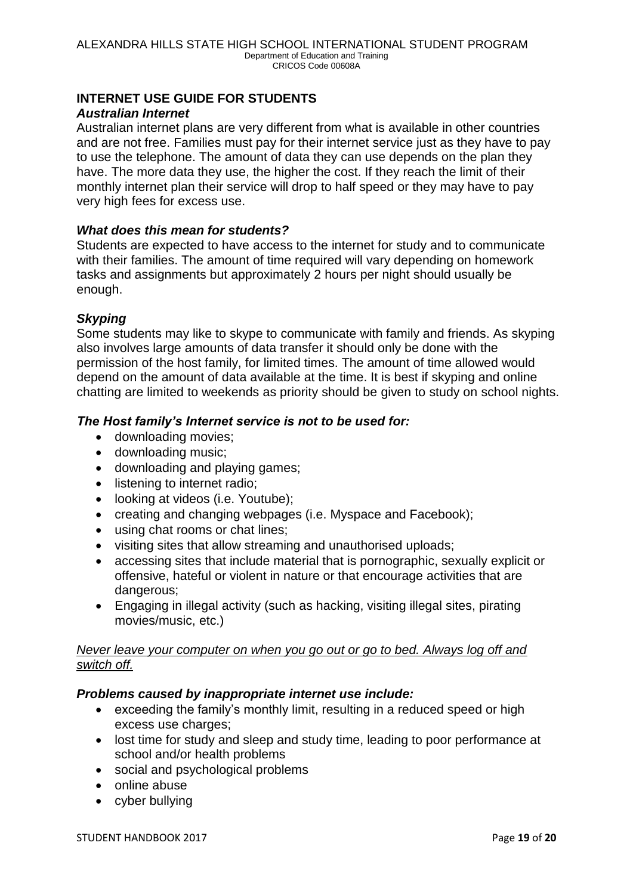## INTERNET USE GUIDE FOR STUDENTS

### *Australian Internet*

Australian internet plans are very different from what is available in other countries and are not free. Families must pay for their internet service just as they have to pay to use the telephone. The amount of data they can use depends on the plan they have. The more data they use, the higher the cost. If they reach the limit of their monthly internet plan their service will drop to half speed or they may have to pay very high fees for excess use.

### *What does this mean for students?*

Students are expected to have access to the internet for study and to communicate with their families. The amount of time required will vary depending on homework tasks and assignments but approximately 2 hours per night should usually be enough.

### *Skyping*

Some students may like to skype to communicate with family and friends. As skyping also involves large amounts of data transfer it should only be done with the permission of the host family, for limited times. The amount of time allowed would depend on the amount of data available at the time. It is best if skyping and online chatting are limited to weekends as priority should be given to study on school nights.

### *The Host family's Internet service is not to be used for:*

- downloading movies;
- downloading music;
- downloading and playing games;
- listening to internet radio;
- looking at videos (i.e. Youtube);
- creating and changing webpages (i.e. Myspace and Facebook);
- using chat rooms or chat lines;
- visiting sites that allow streaming and unauthorised uploads;
- accessing sites that include material that is pornographic, sexually explicit or offensive, hateful or violent in nature or that encourage activities that are dangerous;
- Engaging in illegal activity (such as hacking, visiting illegal sites, pirating movies/music, etc.)

*Never leave your computer on when you go out or go to bed. Always log off and switch off.*

### *Problems caused by inappropriate internet use include:*

- exceeding the family's monthly limit, resulting in a reduced speed or high excess use charges;
- lost time for study and sleep and study time, leading to poor performance at school and/or health problems
- social and psychological problems
- online abuse
- cyber bullying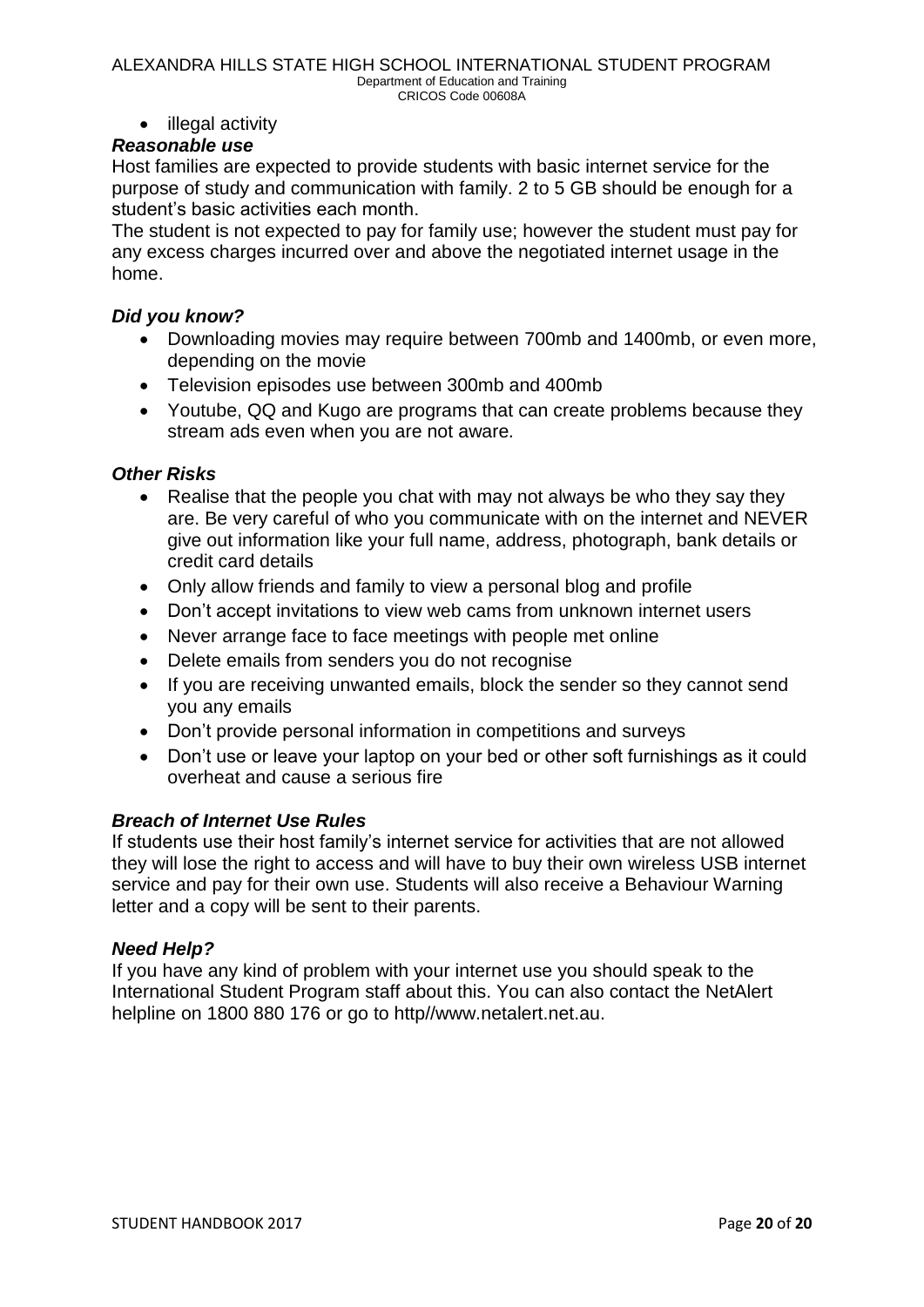- illegal activity

### *Reasonable use*

Host families are expected to provide students with basic internet service for the purpose of study and communication with family. 2 to 5 GB should be enough for a student's basic activities each month.

The student is not expected to pay for family use; however the student must pay for any excess charges incurred over and above the negotiated internet usage in the home.

### *Did you know?*

- Downloading movies may require between 700mb and 1400mb, or even more, depending on the movie
- Television episodes use between 300mb and 400mb
- Youtube, QQ and Kugo are programs that can create problems because they stream ads even when you are not aware.

### *Other Risks*

- Realise that the people you chat with may not always be who they say they are. Be very careful of who you communicate with on the internet and NEVER give out information like your full name, address, photograph, bank details or credit card details
- Only allow friends and family to view a personal blog and profile
- Don't accept invitations to view web cams from unknown internet users
- Never arrange face to face meetings with people met online
- Delete emails from senders you do not recognise
- If you are receiving unwanted emails, block the sender so they cannot send you any emails
- Don't provide personal information in competitions and surveys
- Don't use or leave your laptop on your bed or other soft furnishings as it could overheat and cause a serious fire

### *Breach of Internet Use Rules*

If students use their host family's internet service for activities that are not allowed they will lose the right to access and will have to buy their own wireless USB internet service and pay for their own use. Students will also receive a Behaviour Warning letter and a copy will be sent to their parents.

### *Need Help?*

If you have any kind of problem with your internet use you should speak to the International Student Program staff about this. You can also contact the NetAlert helpline on 1800 880 176 or go to http//www.netalert.net.au.